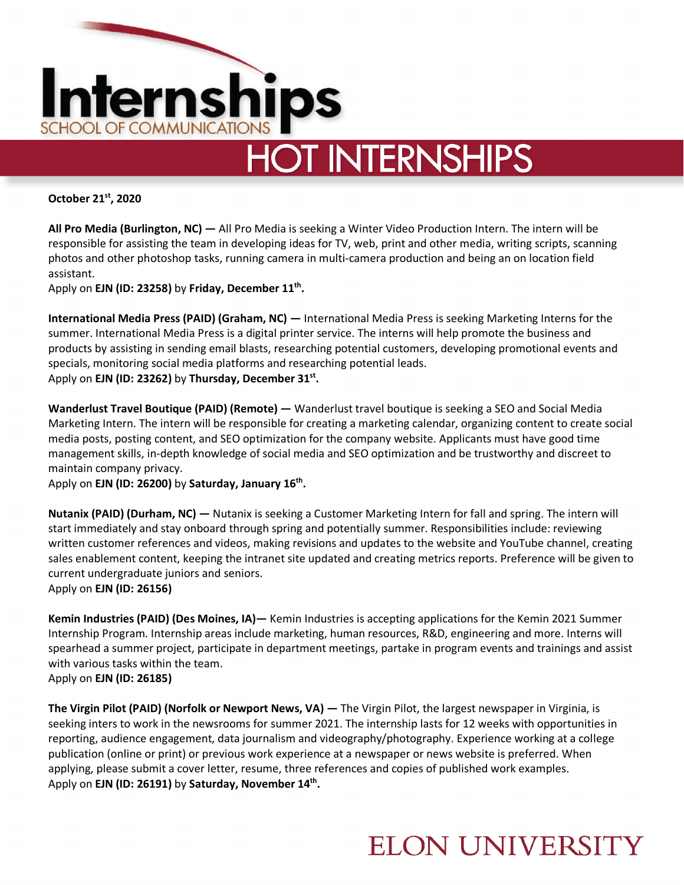# Internships

SCHOOL OF COMMUNICATIONS

## HOT INTERNSHIPS

**October 21st, 2020**

**All Pro Media (Burlington, NC) —** All Pro Media is seeking a Winter Video Production Intern. The intern will be responsible for assisting the team in developing ideas for TV, web, print and other media, writing scripts, scanning photos and other photoshop tasks, running camera in multi-camera production and being an on location field assistant.
Apply on **EJN (ID: 23258)** by **Friday, December 11th.**

**International Media Press (PAID) (Graham, NC) —** International Media Press is seeking Marketing Interns for the summer. International Media Press is a digital printer service. The interns will help promote the business and products by assisting in sending email blasts, researching potential customers, developing promotional events and specials, monitoring social media platforms and researching potential leads.
Apply on **EJN (ID: 23262)** by **Thursday, December 31st.**

**Wanderlust Travel Boutique (PAID) (Remote) —** Wanderlust travel boutique is seeking a SEO and Social Media Marketing Intern. The intern will be responsible for creating a marketing calendar, organizing content to create social media posts, posting content, and SEO optimization for the company website. Applicants must have good time management skills, in-depth knowledge of social media and SEO optimization and be trustworthy and discreet to maintain company privacy.
Apply on **EJN (ID: 26200)** by **Saturday, January 16th.**

**Nutanix (PAID) (Durham, NC) —** Nutanix is seeking a Customer Marketing Intern for fall and spring. The intern will start immediately and stay onboard through spring and potentially summer. Responsibilities include: reviewing written customer references and videos, making revisions and updates to the website and YouTube channel, creating sales enablement content, keeping the intranet site updated and creating metrics reports. Preference will be given to current undergraduate juniors and seniors.
Apply on **EJN (ID: 26156)**

**Kemin Industries (PAID) (Des Moines, IA)—** Kemin Industries is accepting applications for the Kemin 2021 Summer Internship Program. Internship areas include marketing, human resources, R&D, engineering and more. Interns will spearhead a summer project, participate in department meetings, partake in program events and trainings and assist with various tasks within the team.
Apply on **EJN (ID: 26185)**

**The Virgin Pilot (PAID) (Norfolk or Newport News, VA) —** The Virgin Pilot, the largest newspaper in Virginia, is seeking inters to work in the newsrooms for summer 2021. The internship lasts for 12 weeks with opportunities in reporting, audience engagement, data journalism and videography/photography. Experience working at a college publication (online or print) or previous work experience at a newspaper or news website is preferred. When applying, please submit a cover letter, resume, three references and copies of published work examples.
Apply on **EJN (ID: 26191)** by **Saturday, November 14th.**

ELON UNIVERSITY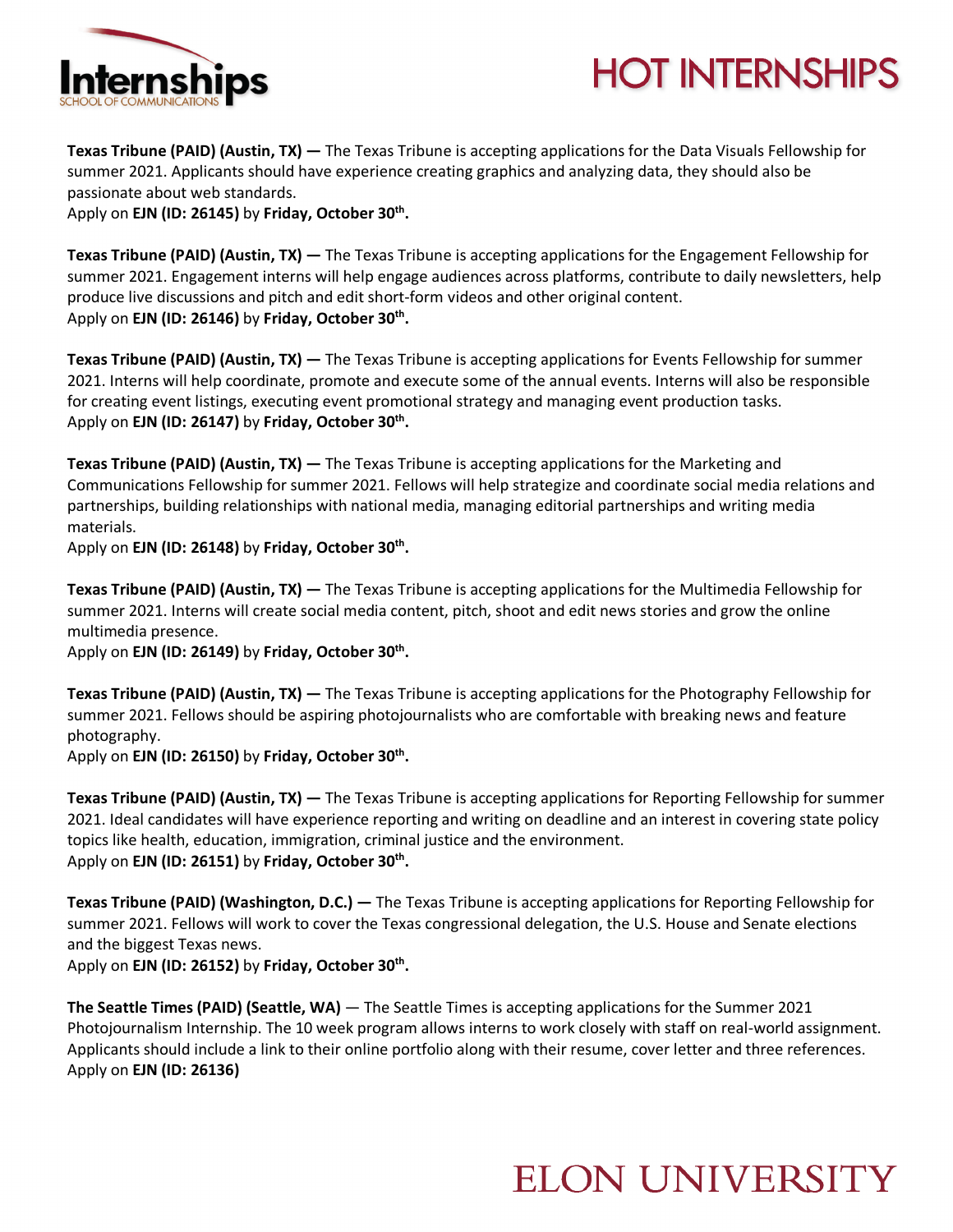**Texas Tribune (PAID) (Austin, TX) —** The Texas Tribune is accepting applications for the Data Visuals Fellowship for summer 2021. Applicants should have experience creating graphics and analyzing data, they should also be passionate about web standards.
Apply on **EJN (ID: 26145)** by **Friday, October 30th.**

**Texas Tribune (PAID) (Austin, TX) —** The Texas Tribune is accepting applications for the Engagement Fellowship for summer 2021. Engagement interns will help engage audiences across platforms, contribute to daily newsletters, help produce live discussions and pitch and edit short-form videos and other original content.
Apply on **EJN (ID: 26146)** by **Friday, October 30th.**

**Texas Tribune (PAID) (Austin, TX) —** The Texas Tribune is accepting applications for Events Fellowship for summer 2021. Interns will help coordinate, promote and execute some of the annual events. Interns will also be responsible for creating event listings, executing event promotional strategy and managing event production tasks.
Apply on **EJN (ID: 26147)** by **Friday, October 30th.**

**Texas Tribune (PAID) (Austin, TX) —** The Texas Tribune is accepting applications for the Marketing and Communications Fellowship for summer 2021. Fellows will help strategize and coordinate social media relations and partnerships, building relationships with national media, managing editorial partnerships and writing media materials.
Apply on **EJN (ID: 26148)** by **Friday, October 30th.**

**Texas Tribune (PAID) (Austin, TX) —** The Texas Tribune is accepting applications for the Multimedia Fellowship for summer 2021. Interns will create social media content, pitch, shoot and edit news stories and grow the online multimedia presence.
Apply on **EJN (ID: 26149)** by **Friday, October 30th.**

**Texas Tribune (PAID) (Austin, TX) —** The Texas Tribune is accepting applications for the Photography Fellowship for summer 2021. Fellows should be aspiring photojournalists who are comfortable with breaking news and feature photography.
Apply on **EJN (ID: 26150)** by **Friday, October 30th.**

**Texas Tribune (PAID) (Austin, TX) —** The Texas Tribune is accepting applications for Reporting Fellowship for summer 2021. Ideal candidates will have experience reporting and writing on deadline and an interest in covering state policy topics like health, education, immigration, criminal justice and the environment.
Apply on **EJN (ID: 26151)** by **Friday, October 30th.**

**Texas Tribune (PAID) (Washington, D.C.) —** The Texas Tribune is accepting applications for Reporting Fellowship for summer 2021. Fellows will work to cover the Texas congressional delegation, the U.S. House and Senate elections and the biggest Texas news.
Apply on **EJN (ID: 26152)** by **Friday, October 30th.**

**The Seattle Times (PAID) (Seattle, WA)** — The Seattle Times is accepting applications for the Summer 2021 Photojournalism Internship. The 10 week program allows interns to work closely with staff on real-world assignment. Applicants should include a link to their online portfolio along with their resume, cover letter and three references.
Apply on **EJN (ID: 26136)**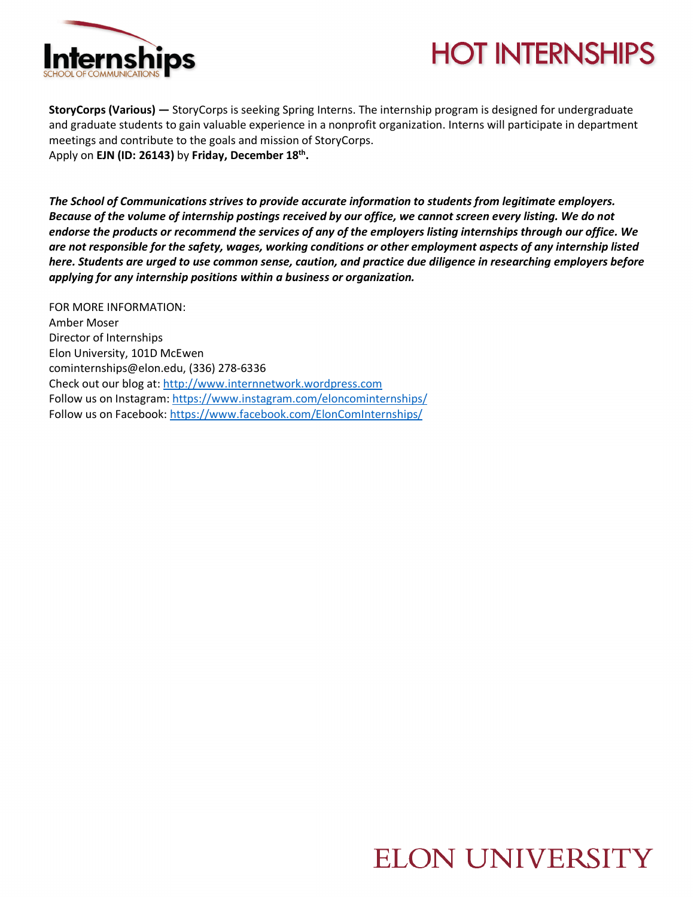**StoryCorps (Various) —** StoryCorps is seeking Spring Interns. The internship program is designed for undergraduate and graduate students to gain valuable experience in a nonprofit organization. Interns will participate in department meetings and contribute to the goals and mission of StoryCorps.
Apply on **EJN (ID: 26143)** by **Friday, December 18th.**

***The School of Communications strives to provide accurate information to students from legitimate employers. Because of the volume of internship postings received by our office, we cannot screen every listing. We do not endorse the products or recommend the services of any of the employers listing internships through our office. We are not responsible for the safety, wages, working conditions or other employment aspects of any internship listed here. Students are urged to use common sense, caution, and practice due diligence in researching employers before applying for any internship positions within a business or organization.***

FOR MORE INFORMATION:
Amber Moser
Director of Internships
Elon University, 101D McEwen
cominternships@elon.edu, (336) 278-6336
Check out our blog at: http://www.internnetwork.wordpress.com
Follow us on Instagram: https://www.instagram.com/eloncominternships/
Follow us on Facebook: https://www.facebook.com/ElonComInternships/